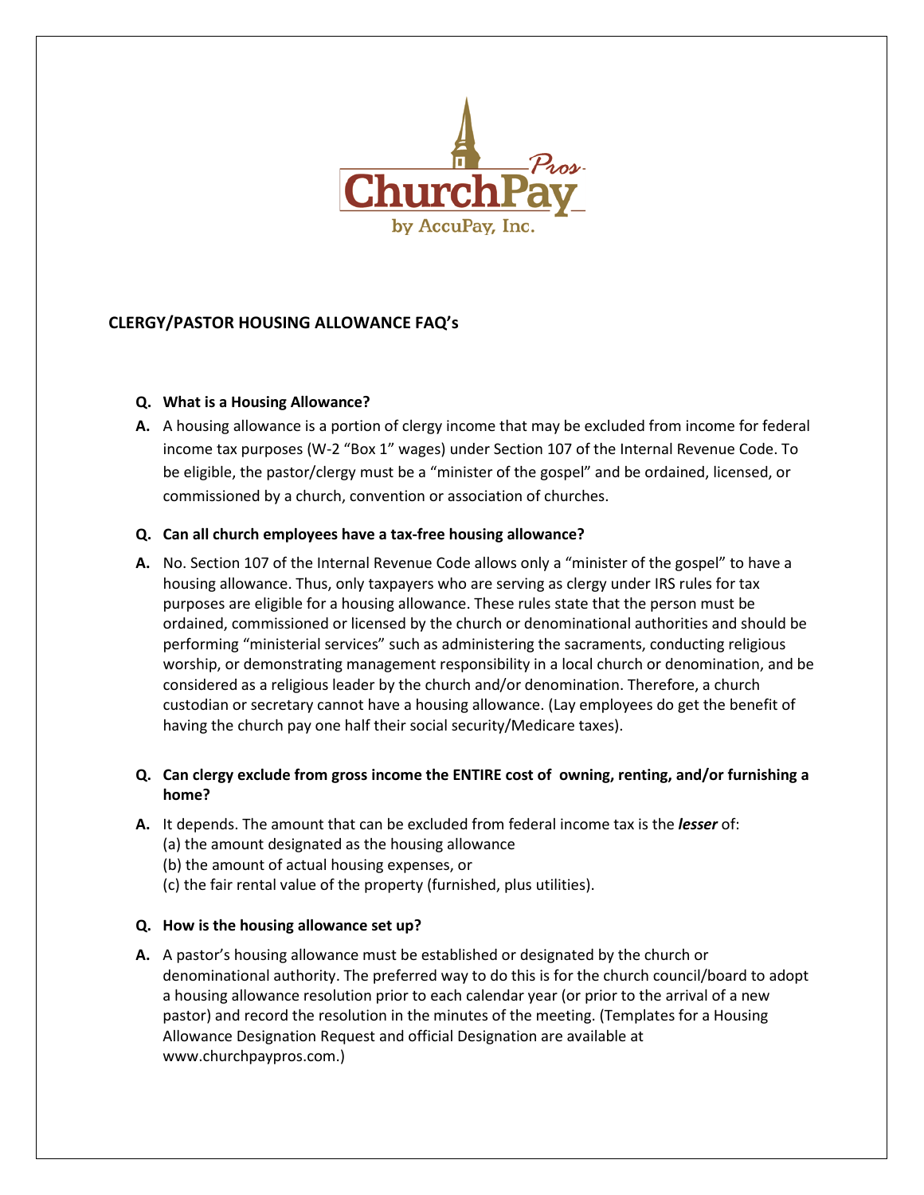ChurchPay Pros
by AccuPay, Inc.

## CLERGY/PASTOR HOUSING ALLOWANCE FAQ's

**Q. What is a Housing Allowance?**

**A.** A housing allowance is a portion of clergy income that may be excluded from income for federal income tax purposes (W-2 "Box 1" wages) under Section 107 of the Internal Revenue Code. To be eligible, the pastor/clergy must be a "minister of the gospel" and be ordained, licensed, or commissioned by a church, convention or association of churches.

**Q. Can all church employees have a tax-free housing allowance?**

**A.** No. Section 107 of the Internal Revenue Code allows only a "minister of the gospel" to have a housing allowance. Thus, only taxpayers who are serving as clergy under IRS rules for tax purposes are eligible for a housing allowance. These rules state that the person must be ordained, commissioned or licensed by the church or denominational authorities and should be performing "ministerial services" such as administering the sacraments, conducting religious worship, or demonstrating management responsibility in a local church or denomination, and be considered as a religious leader by the church and/or denomination. Therefore, a church custodian or secretary cannot have a housing allowance. (Lay employees do get the benefit of having the church pay one half their social security/Medicare taxes).

**Q. Can clergy exclude from gross income the ENTIRE cost of owning, renting, and/or furnishing a home?**

**A.** It depends. The amount that can be excluded from federal income tax is the ***lesser*** of:
(a) the amount designated as the housing allowance
(b) the amount of actual housing expenses, or
(c) the fair rental value of the property (furnished, plus utilities).

**Q. How is the housing allowance set up?**

**A.** A pastor's housing allowance must be established or designated by the church or denominational authority. The preferred way to do this is for the church council/board to adopt a housing allowance resolution prior to each calendar year (or prior to the arrival of a new pastor) and record the resolution in the minutes of the meeting. (Templates for a Housing Allowance Designation Request and official Designation are available at www.churchpaypros.com.)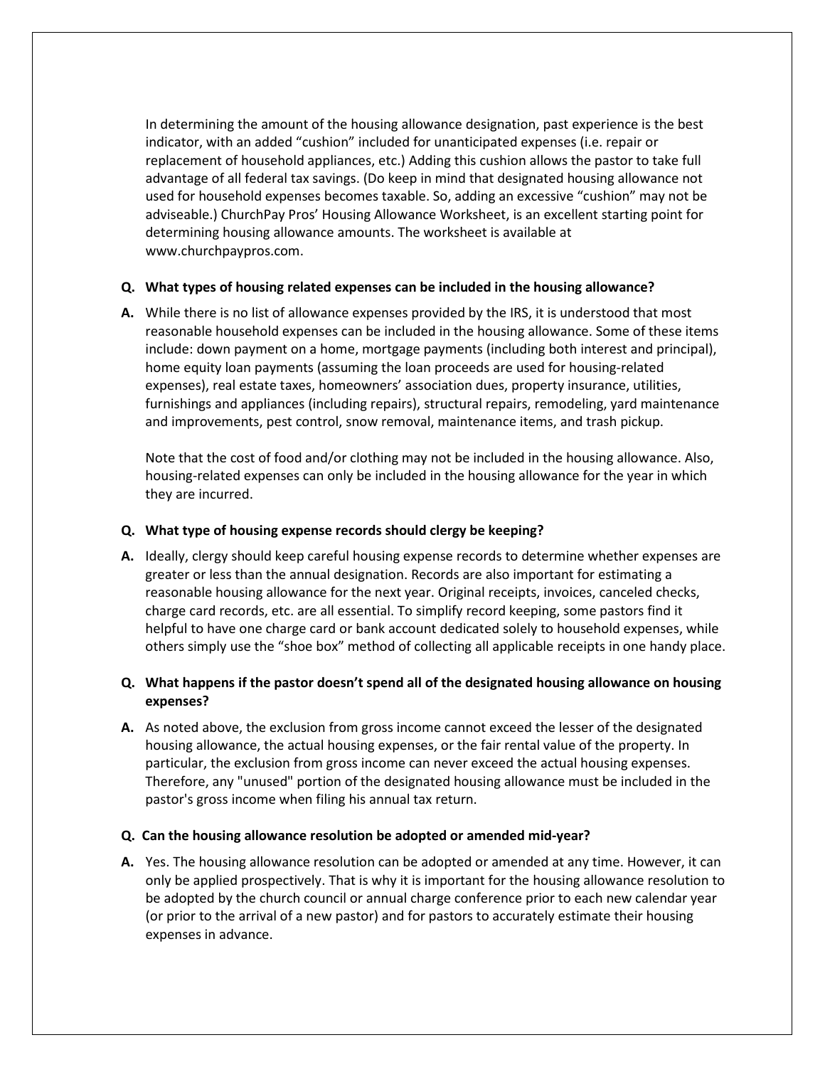In determining the amount of the housing allowance designation, past experience is the best indicator, with an added "cushion" included for unanticipated expenses (i.e. repair or replacement of household appliances, etc.) Adding this cushion allows the pastor to take full advantage of all federal tax savings. (Do keep in mind that designated housing allowance not used for household expenses becomes taxable. So, adding an excessive "cushion" may not be adviseable.) ChurchPay Pros' Housing Allowance Worksheet, is an excellent starting point for determining housing allowance amounts. The worksheet is available at www.churchpaypros.com.

**Q. What types of housing related expenses can be included in the housing allowance?**

**A.** While there is no list of allowance expenses provided by the IRS, it is understood that most reasonable household expenses can be included in the housing allowance. Some of these items include: down payment on a home, mortgage payments (including both interest and principal), home equity loan payments (assuming the loan proceeds are used for housing-related expenses), real estate taxes, homeowners' association dues, property insurance, utilities, furnishings and appliances (including repairs), structural repairs, remodeling, yard maintenance and improvements, pest control, snow removal, maintenance items, and trash pickup.

Note that the cost of food and/or clothing may not be included in the housing allowance. Also, housing-related expenses can only be included in the housing allowance for the year in which they are incurred.

**Q. What type of housing expense records should clergy be keeping?**

**A.** Ideally, clergy should keep careful housing expense records to determine whether expenses are greater or less than the annual designation. Records are also important for estimating a reasonable housing allowance for the next year. Original receipts, invoices, canceled checks, charge card records, etc. are all essential. To simplify record keeping, some pastors find it helpful to have one charge card or bank account dedicated solely to household expenses, while others simply use the "shoe box" method of collecting all applicable receipts in one handy place.

**Q. What happens if the pastor doesn't spend all of the designated housing allowance on housing expenses?**

**A.** As noted above, the exclusion from gross income cannot exceed the lesser of the designated housing allowance, the actual housing expenses, or the fair rental value of the property. In particular, the exclusion from gross income can never exceed the actual housing expenses. Therefore, any "unused" portion of the designated housing allowance must be included in the pastor's gross income when filing his annual tax return.

**Q. Can the housing allowance resolution be adopted or amended mid-year?**

**A.** Yes. The housing allowance resolution can be adopted or amended at any time. However, it can only be applied prospectively. That is why it is important for the housing allowance resolution to be adopted by the church council or annual charge conference prior to each new calendar year (or prior to the arrival of a new pastor) and for pastors to accurately estimate their housing expenses in advance.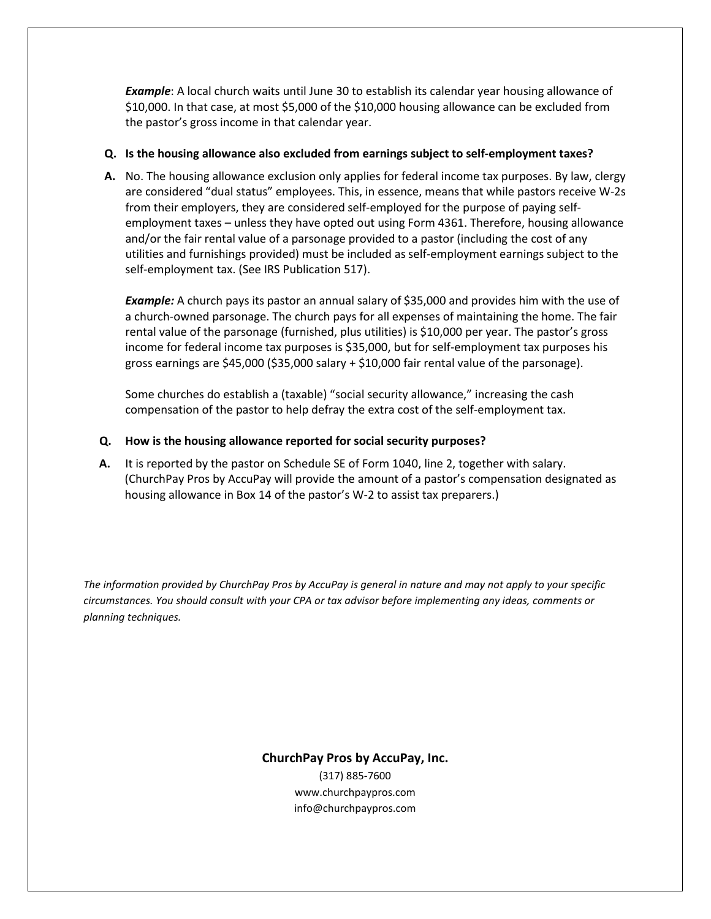***Example***: A local church waits until June 30 to establish its calendar year housing allowance of $10,000. In that case, at most $5,000 of the $10,000 housing allowance can be excluded from the pastor's gross income in that calendar year.

**Q. Is the housing allowance also excluded from earnings subject to self-employment taxes?**

**A.** No. The housing allowance exclusion only applies for federal income tax purposes. By law, clergy are considered "dual status" employees. This, in essence, means that while pastors receive W-2s from their employers, they are considered self-employed for the purpose of paying self-employment taxes – unless they have opted out using Form 4361. Therefore, housing allowance and/or the fair rental value of a parsonage provided to a pastor (including the cost of any utilities and furnishings provided) must be included as self-employment earnings subject to the self-employment tax. (See IRS Publication 517).

***Example:*** A church pays its pastor an annual salary of $35,000 and provides him with the use of a church-owned parsonage. The church pays for all expenses of maintaining the home. The fair rental value of the parsonage (furnished, plus utilities) is $10,000 per year. The pastor's gross income for federal income tax purposes is $35,000, but for self-employment tax purposes his gross earnings are $45,000 ($35,000 salary + $10,000 fair rental value of the parsonage).

Some churches do establish a (taxable) "social security allowance," increasing the cash compensation of the pastor to help defray the extra cost of the self-employment tax.

**Q. How is the housing allowance reported for social security purposes?**

**A.** It is reported by the pastor on Schedule SE of Form 1040, line 2, together with salary. (ChurchPay Pros by AccuPay will provide the amount of a pastor's compensation designated as housing allowance in Box 14 of the pastor's W-2 to assist tax preparers.)

*The information provided by ChurchPay Pros by AccuPay is general in nature and may not apply to your specific circumstances. You should consult with your CPA or tax advisor before implementing any ideas, comments or planning techniques.*

**ChurchPay Pros by AccuPay, Inc.**

(317) 885-7600

www.churchpaypros.com

info@churchpaypros.com